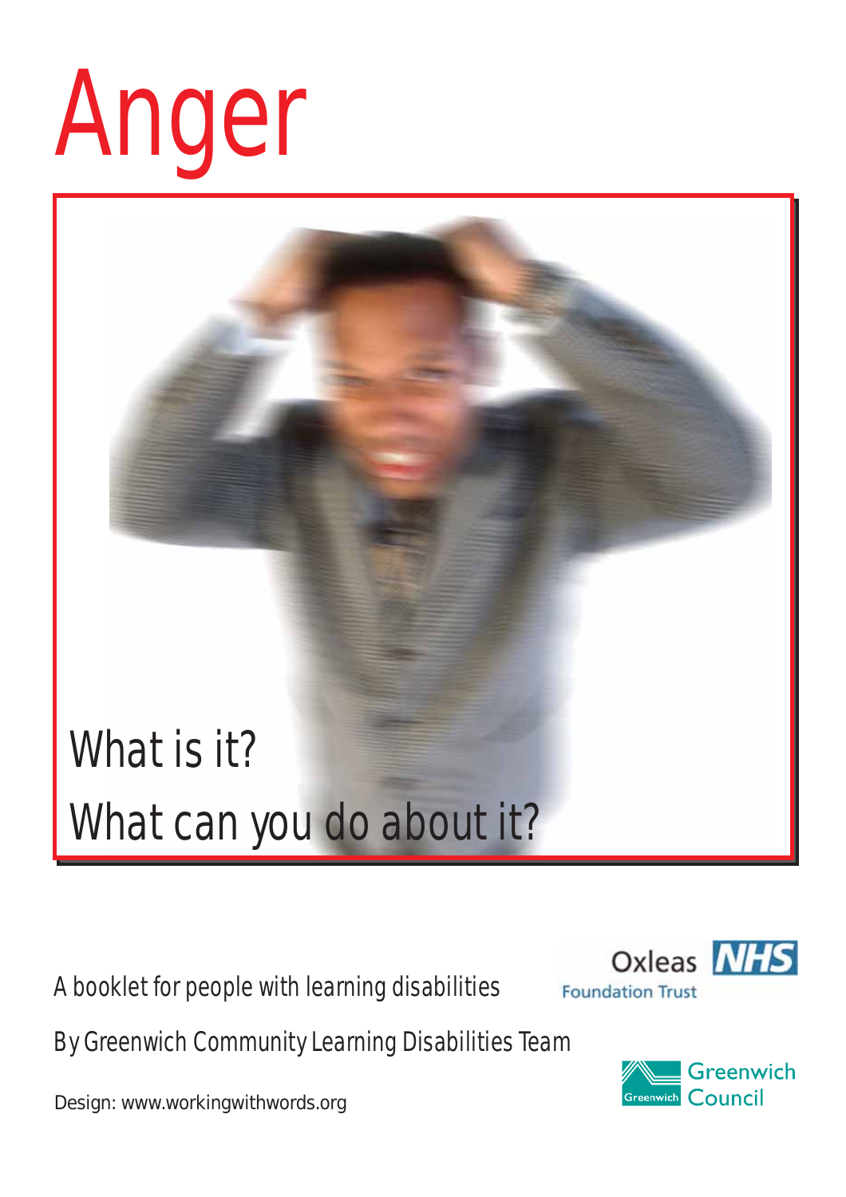# Anger

## What is it?

## What can you do about it?

A booklet for people with learning disabilities

By Greenwich Community Learning Disabilities Team

Design: www.workingwithwords.org

Oxleas NHS Foundation Trust

Greenwich Council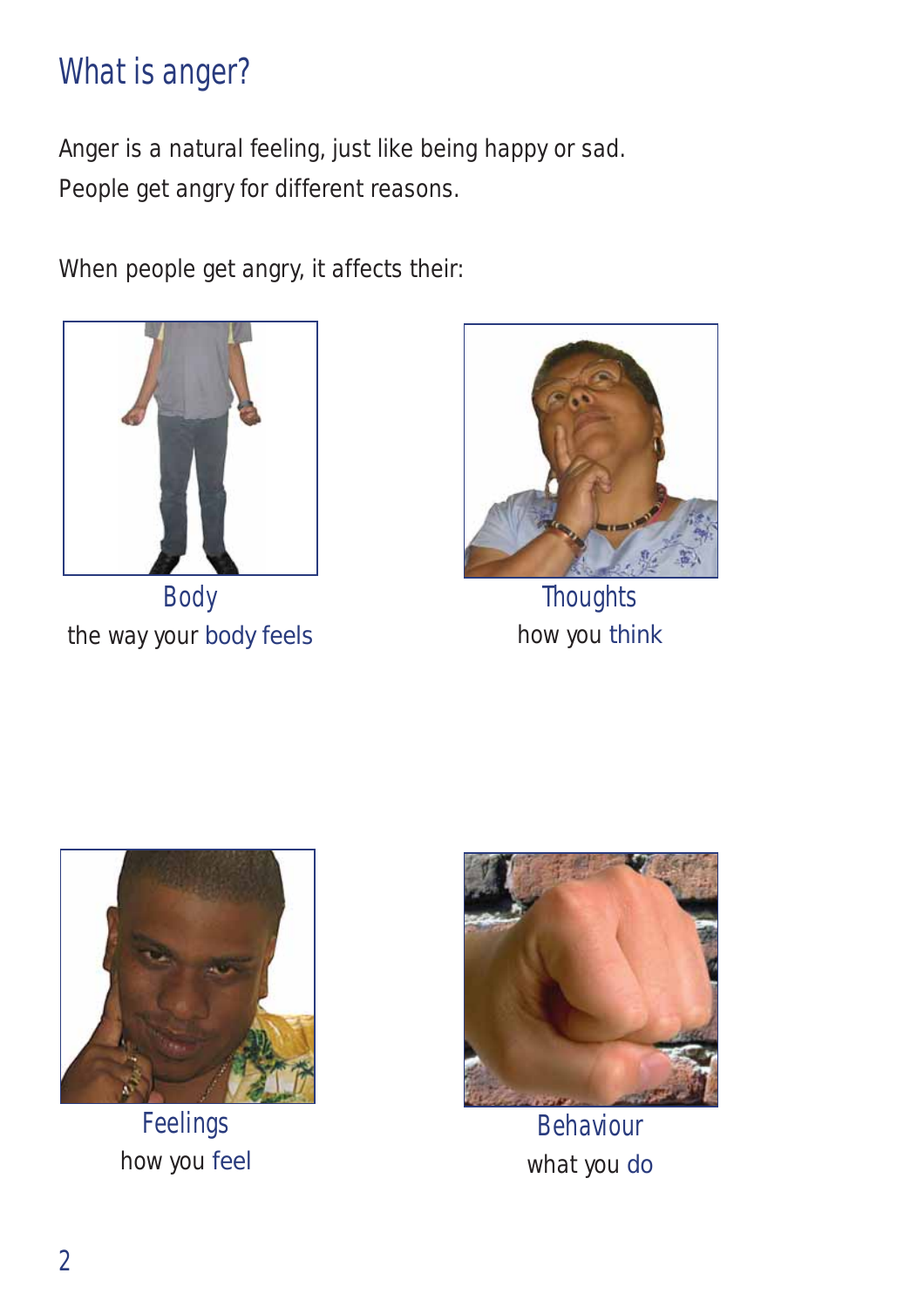# What is anger?

Anger is a natural feeling, just like being happy or sad.
People get angry for different reasons.

When people get angry, it affects their:

Body
the way your body feels

Thoughts
how you think

Feelings
how you feel

Behaviour
what you do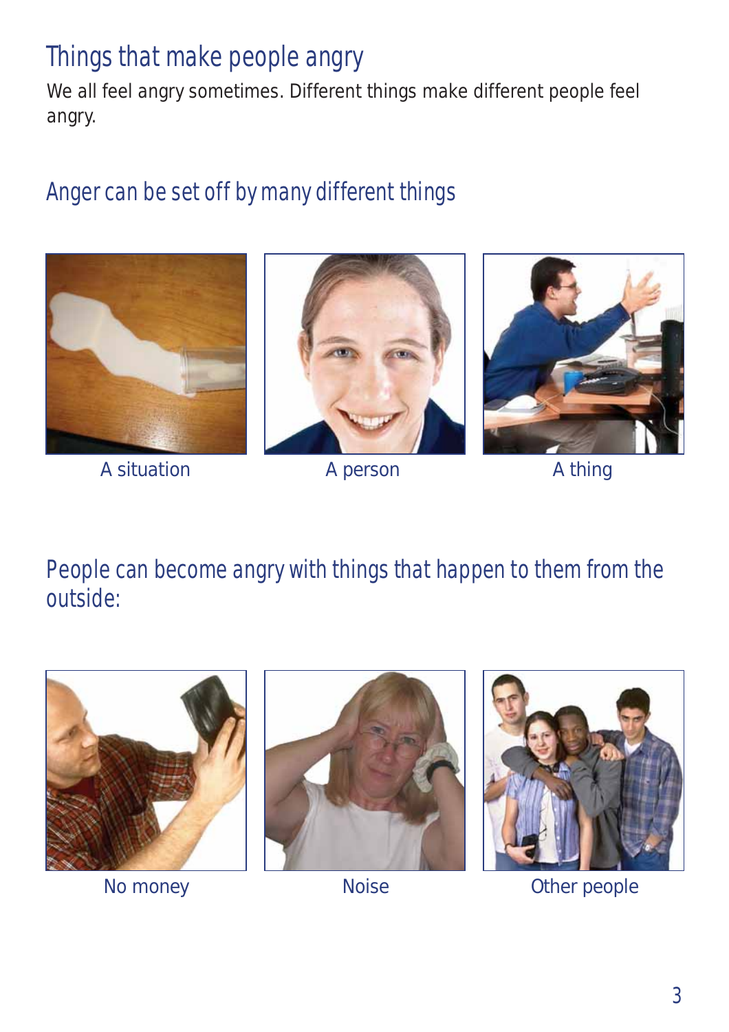# Things that make people angry

We all feel angry sometimes. Different things make different people feel angry.

## Anger can be set off by many different things

A situation

A person

A thing

## People can become angry with things that happen to them from the outside:

No money

Noise

Other people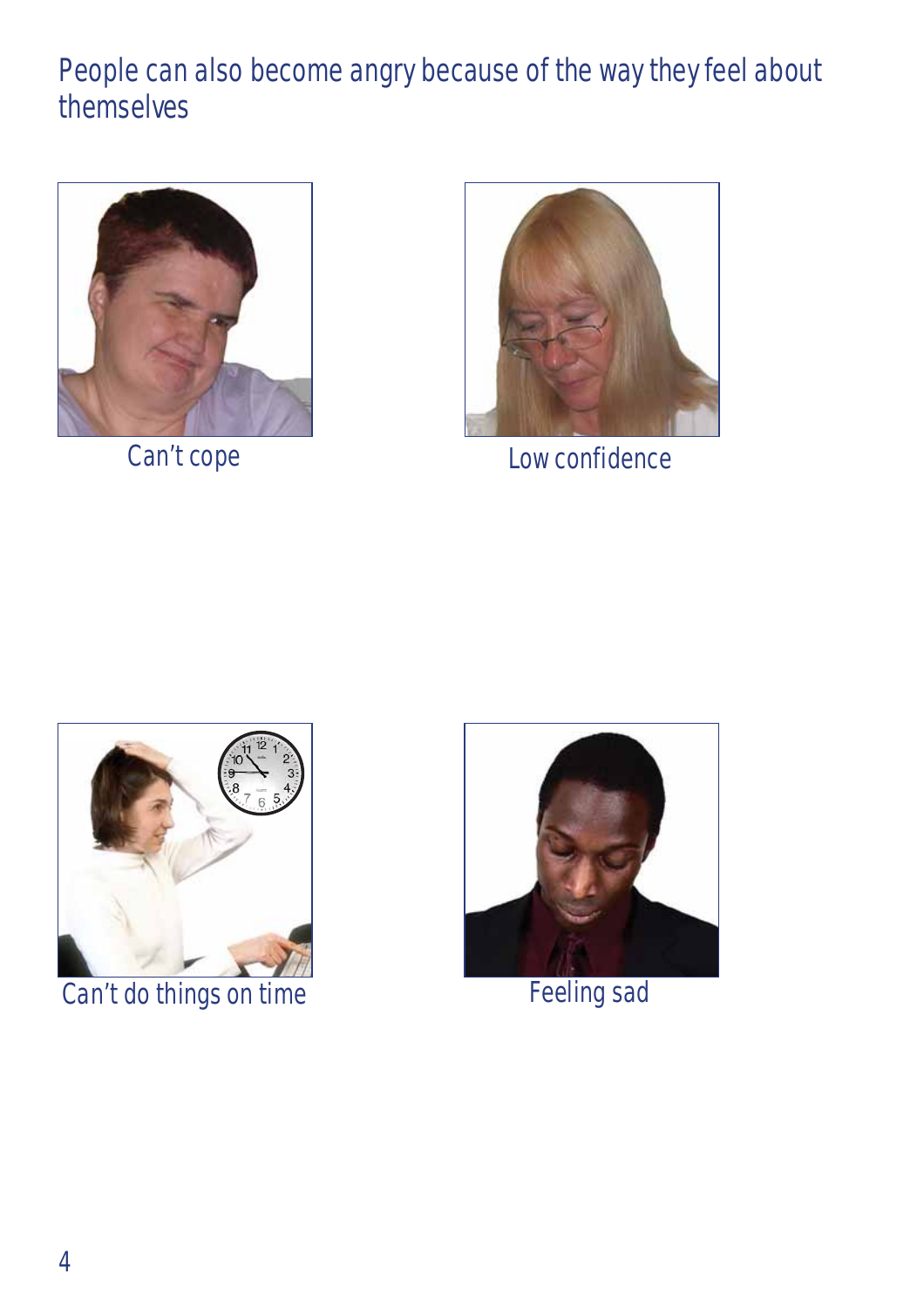People can also become angry because of the way they feel about themselves

Can't cope

Low confidence

Can't do things on time

Feeling sad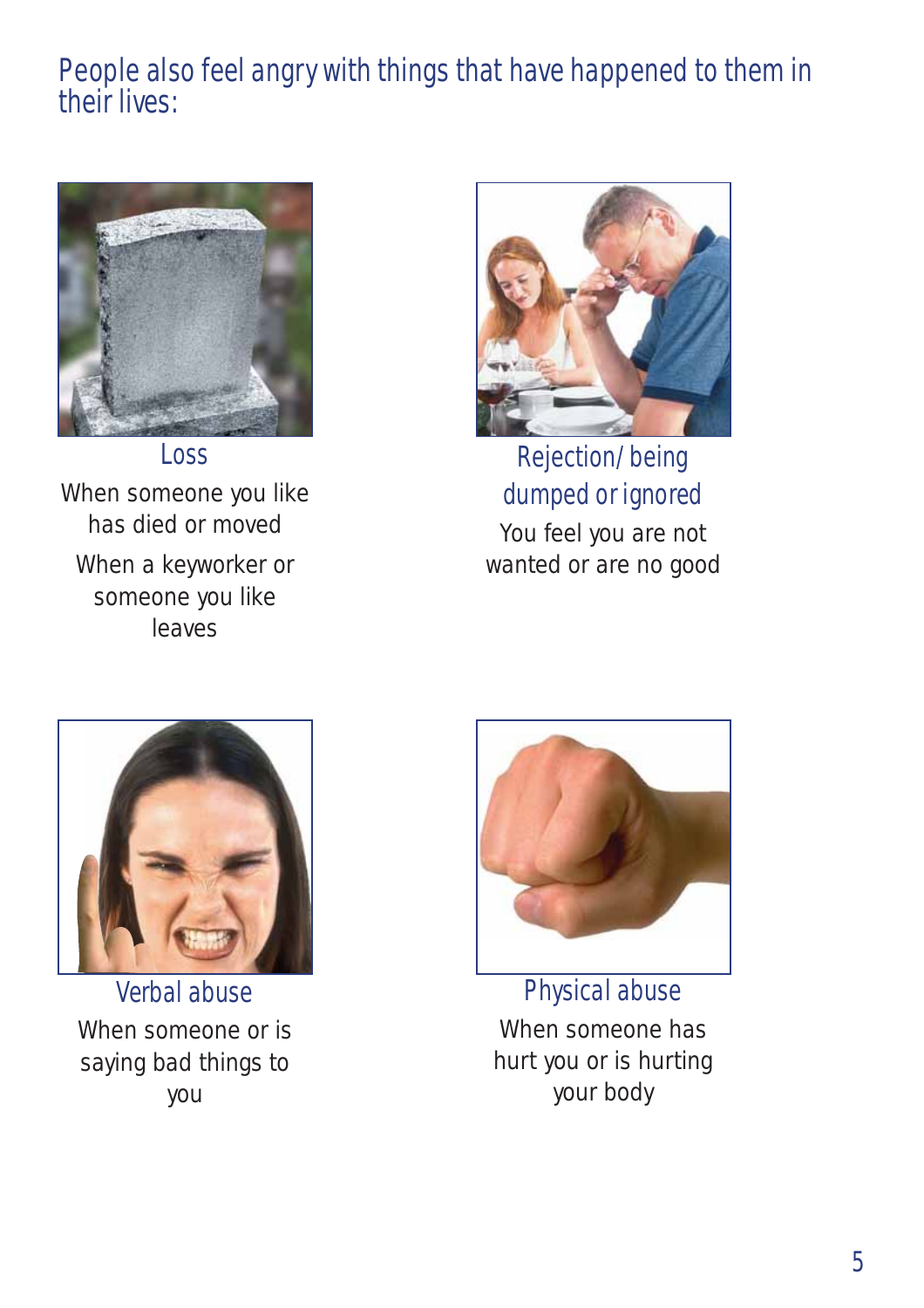People also feel angry with things that have happened to them in their lives:

**Loss**

When someone you like has died or moved

When a keyworker or someone you like leaves

**Rejection/ being dumped or ignored**

You feel you are not wanted or are no good

**Verbal abuse**

When someone or is saying bad things to you

**Physical abuse**

When someone has hurt you or is hurting your body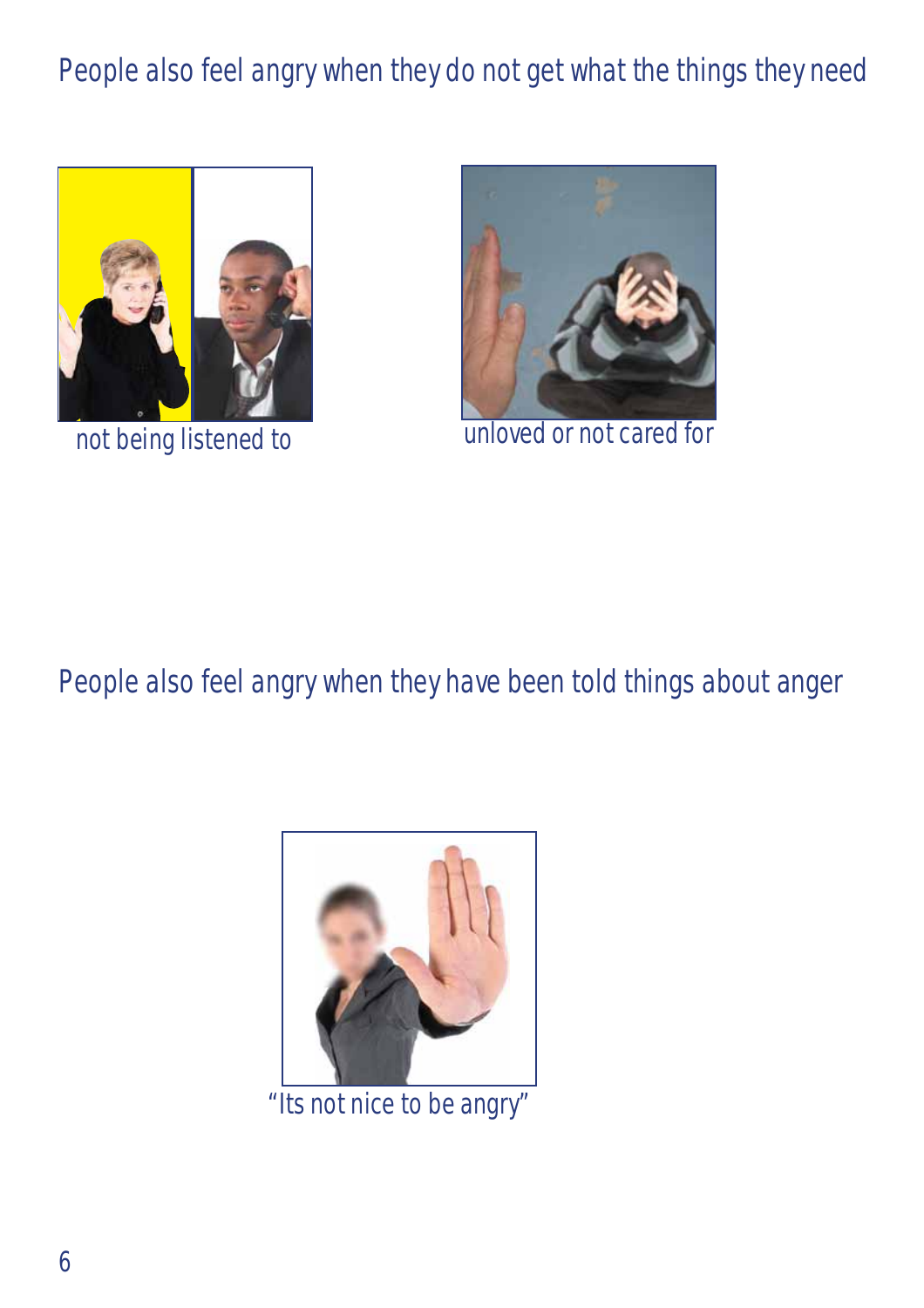People also feel angry when they do not get what the things they need

not being listened to

unloved or not cared for

People also feel angry when they have been told things about anger

"Its not nice to be angry"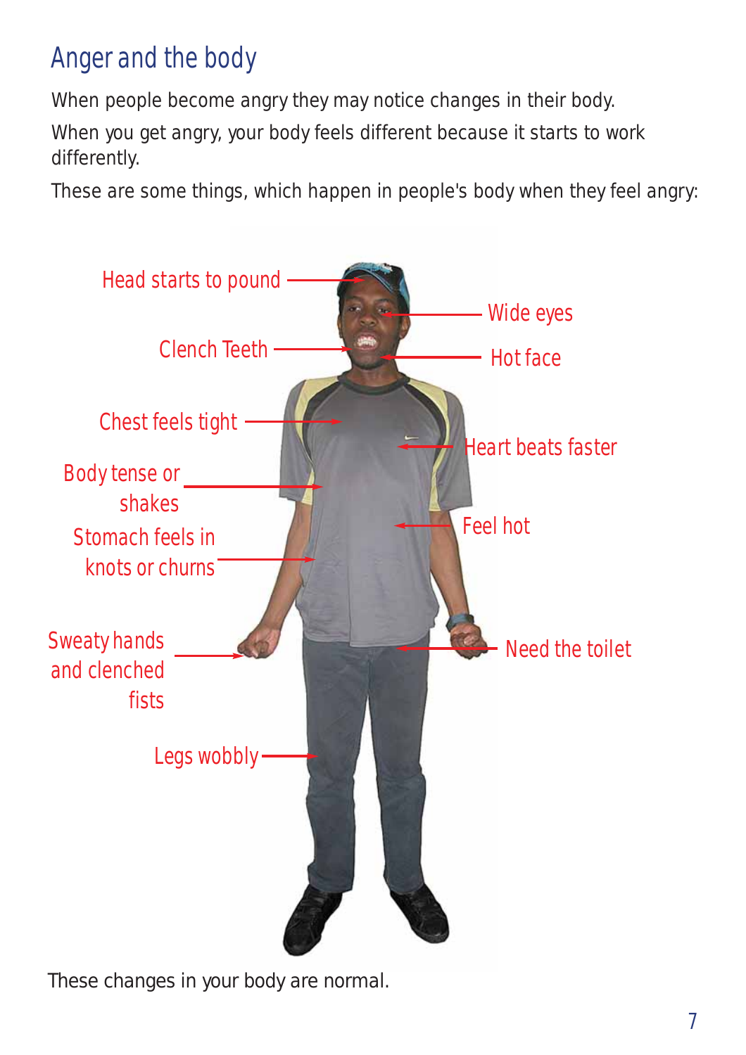# Anger and the body

When people become angry they may notice changes in their body.

When you get angry, your body feels different because it starts to work differently.

These are some things, which happen in people's body when they feel angry:

- Head starts to pound
- Wide eyes
- Clench Teeth
- Hot face
- Chest feels tight
- Heart beats faster
- Body tense or shakes
- Feel hot
- Stomach feels in knots or churns
- Sweaty hands and clenched fists
- Need the toilet
- Legs wobbly

These changes in your body are normal.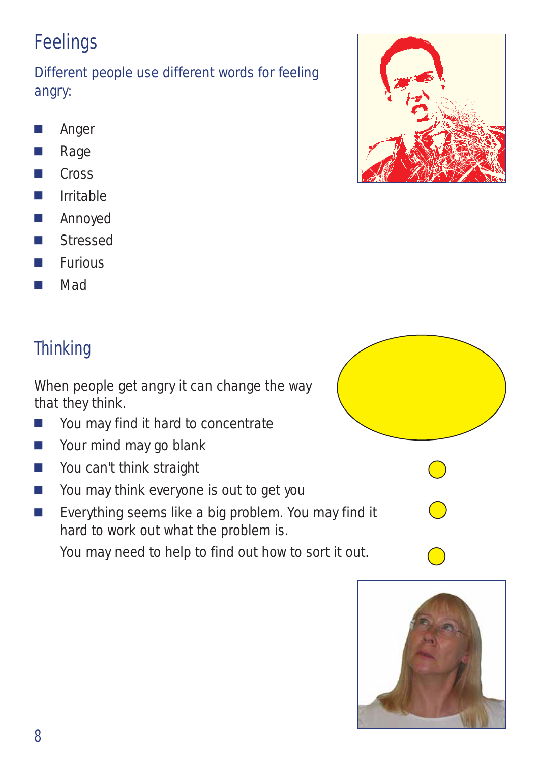## Feelings

Different people use different words for feeling angry:

- Anger
- Rage
- Cross
- Irritable
- Annoyed
- Stressed
- Furious
- Mad

## Thinking

When people get angry it can change the way that they think.

- You may find it hard to concentrate
- Your mind may go blank
- You can't think straight
- You may think everyone is out to get you
- Everything seems like a big problem. You may find it hard to work out what the problem is.

  You may need to help to find out how to sort it out.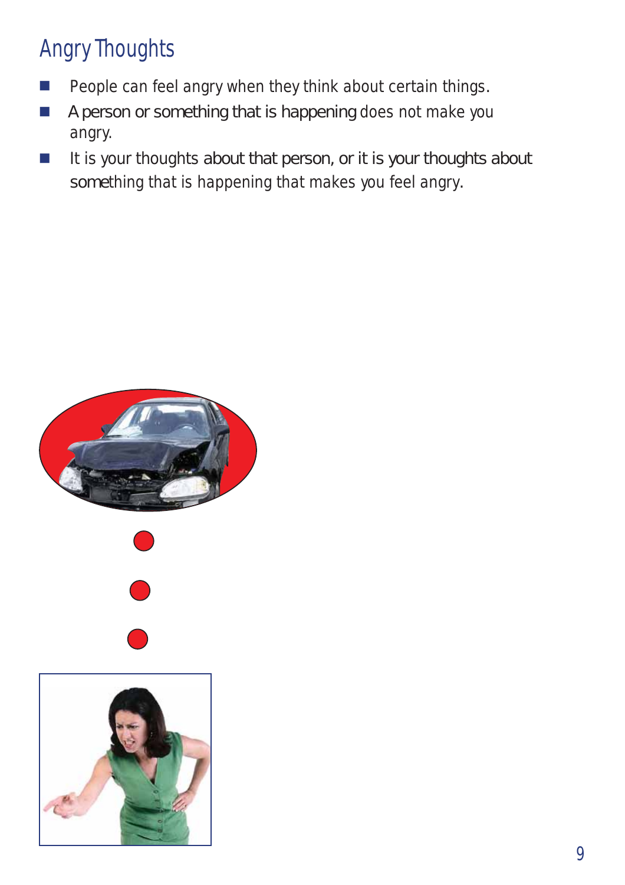## Angry Thoughts

- People can feel angry when they think about certain things.
- A person or something that is happening does not make you angry.
- It is your thoughts about that person, or it is your thoughts about something that is happening that makes you feel angry.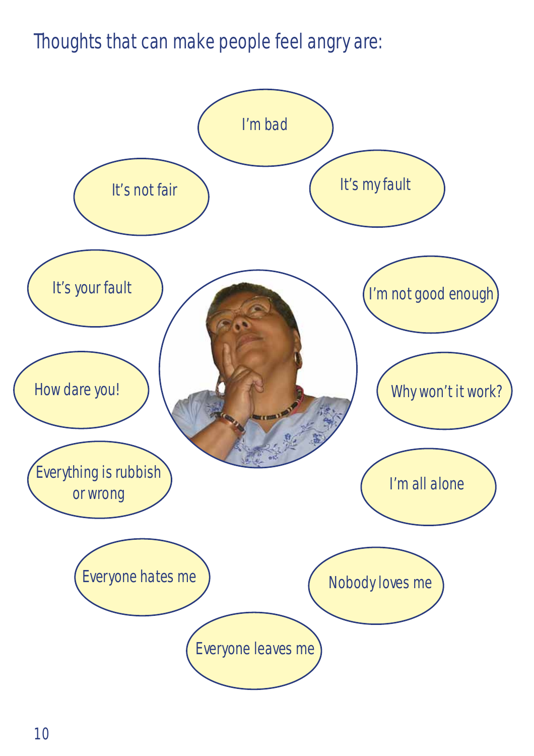## Thoughts that can make people feel angry are:

- I'm bad
- It's my fault
- It's not fair
- It's your fault
- I'm not good enough
- How dare you!
- Why won't it work?
- Everything is rubbish or wrong
- I'm all alone
- Everyone hates me
- Nobody loves me
- Everyone leaves me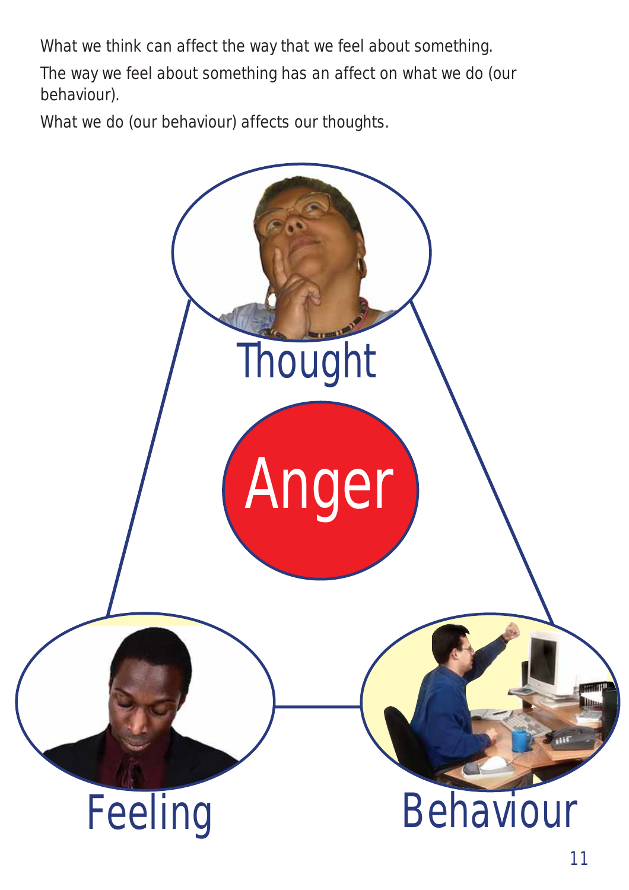What we think can affect the way that we feel about something.

The way we feel about something has an affect on what we do (our behaviour).

What we do (our behaviour) affects our thoughts.

Thought

Anger

Feeling

Behaviour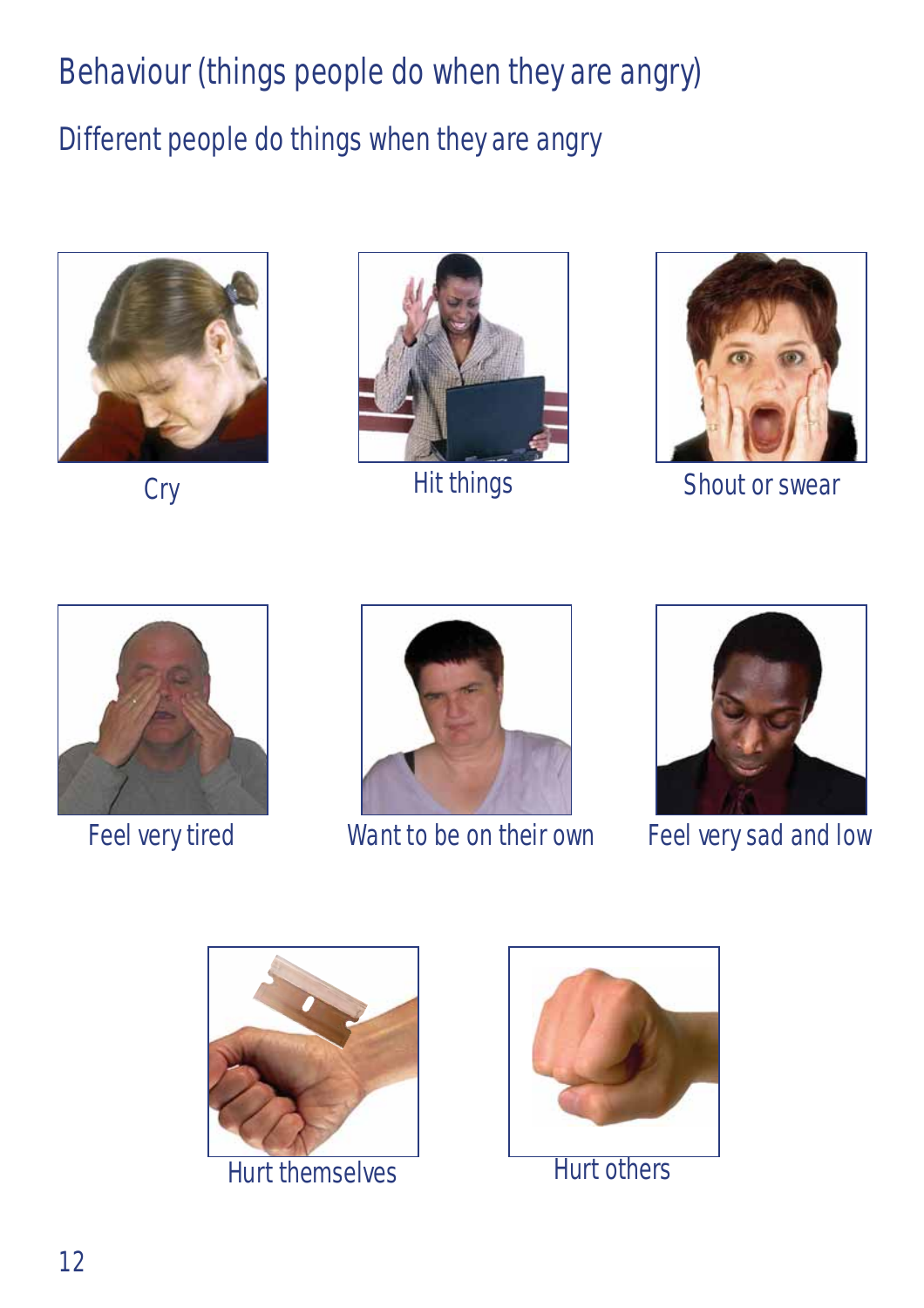# Behaviour (things people do when they are angry)

Different people do things when they are angry

Cry

Hit things

Shout or swear

Feel very tired

Want to be on their own

Feel very sad and low

Hurt themselves

Hurt others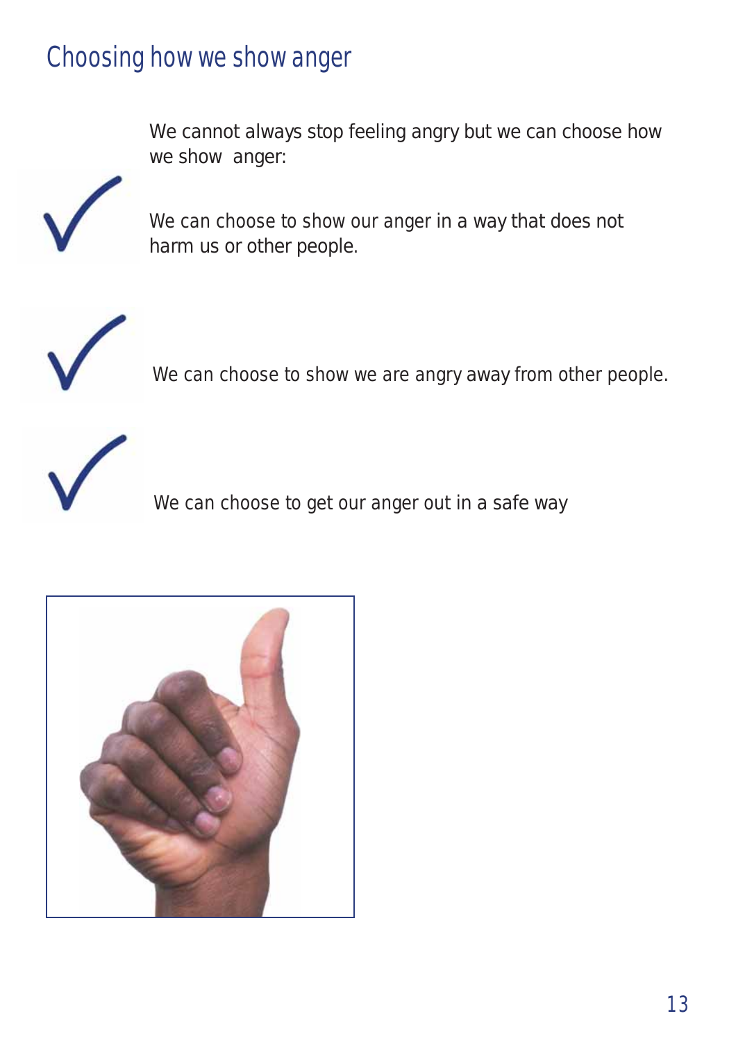# Choosing how we show anger

We cannot always stop feeling angry but we can choose how we show anger:

- ✓ We can choose to show our anger in a way that does not harm us or other people.
- ✓ We can choose to show we are angry away from other people.
- ✓ We can choose to get our anger out in a safe way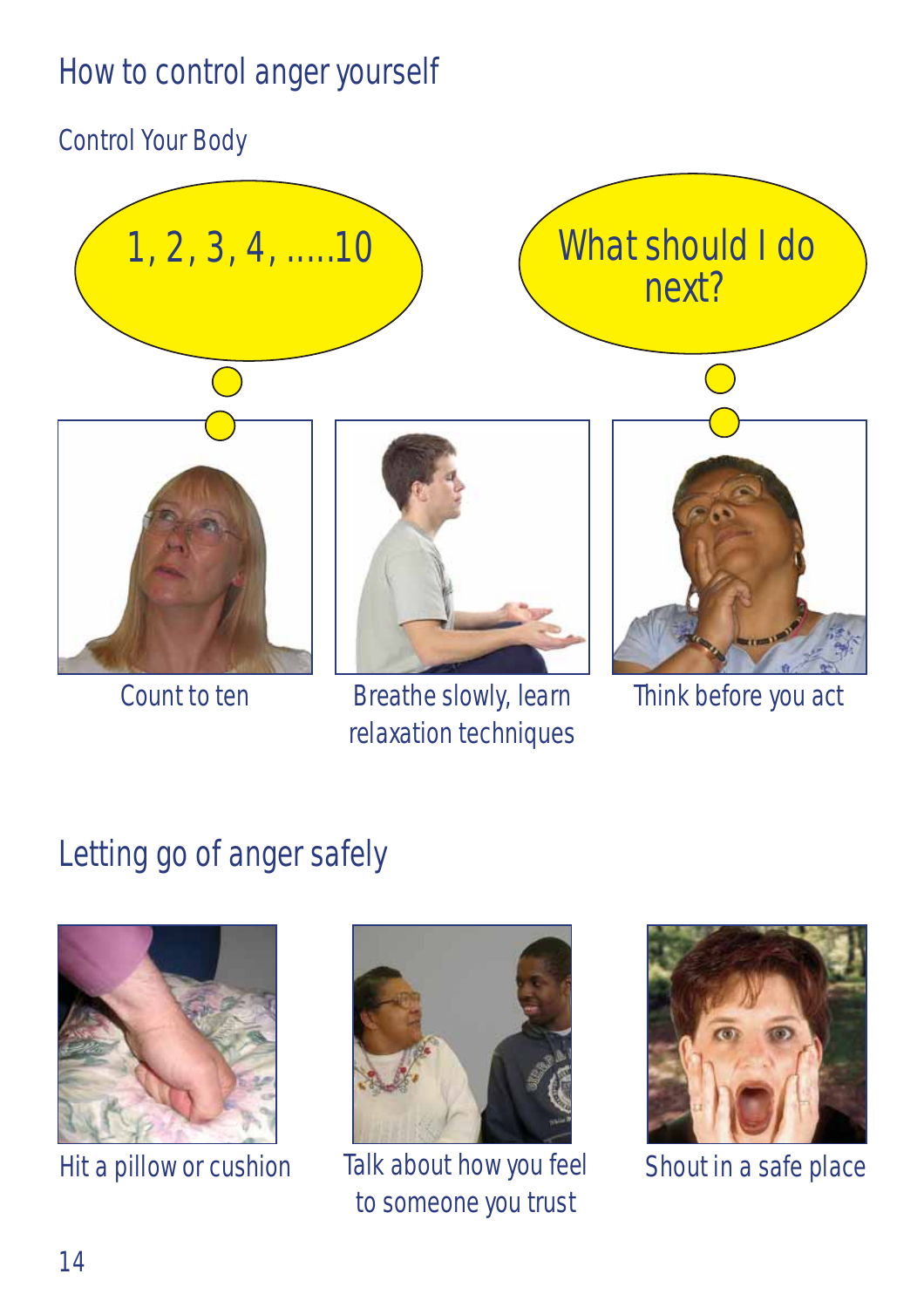# How to control anger yourself

## Control Your Body

1, 2, 3, 4, .....10

What should I do next?

Count to ten

Breathe slowly, learn relaxation techniques

Think before you act

## Letting go of anger safely

Hit a pillow or cushion

Talk about how you feel to someone you trust

Shout in a safe place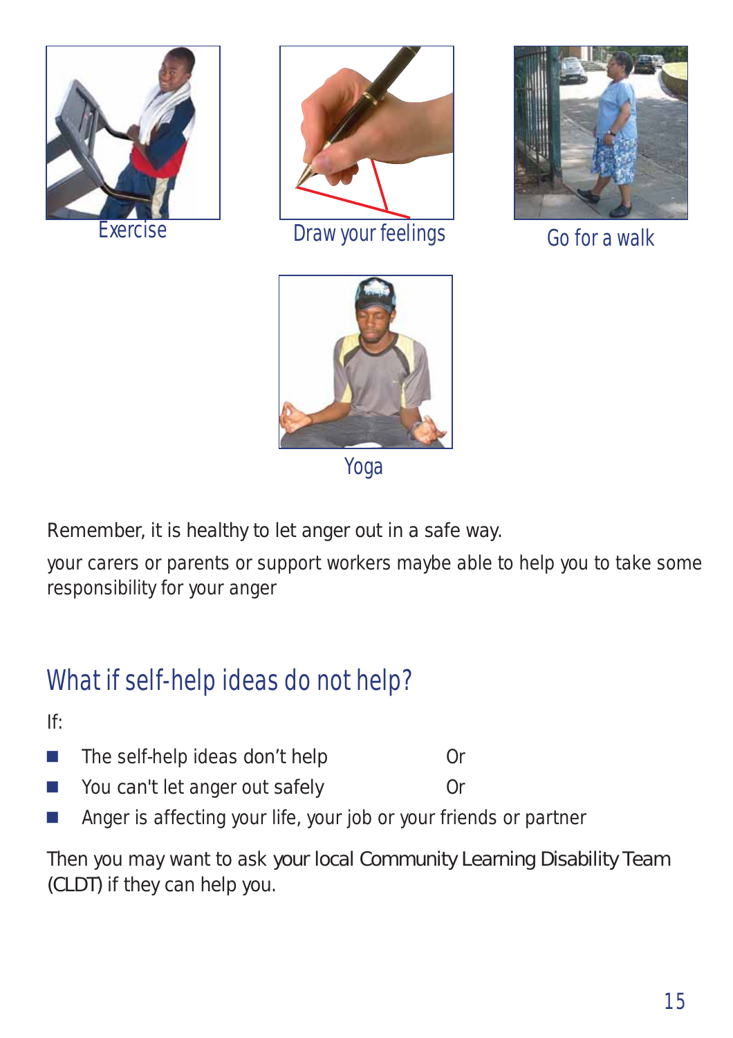Exercise

Draw your feelings

Go for a walk

Yoga

Remember, it is healthy to let anger out in a safe way.

your carers or parents or support workers maybe able to help you to take some responsibility for your anger

## What if self-help ideas do not help?

If:

- The self-help ideas don't help Or
- You can't let anger out safely Or
- Anger is affecting your life, your job or your friends or partner

Then you may want to ask your local Community Learning Disability Team (CLDT) if they can help you.